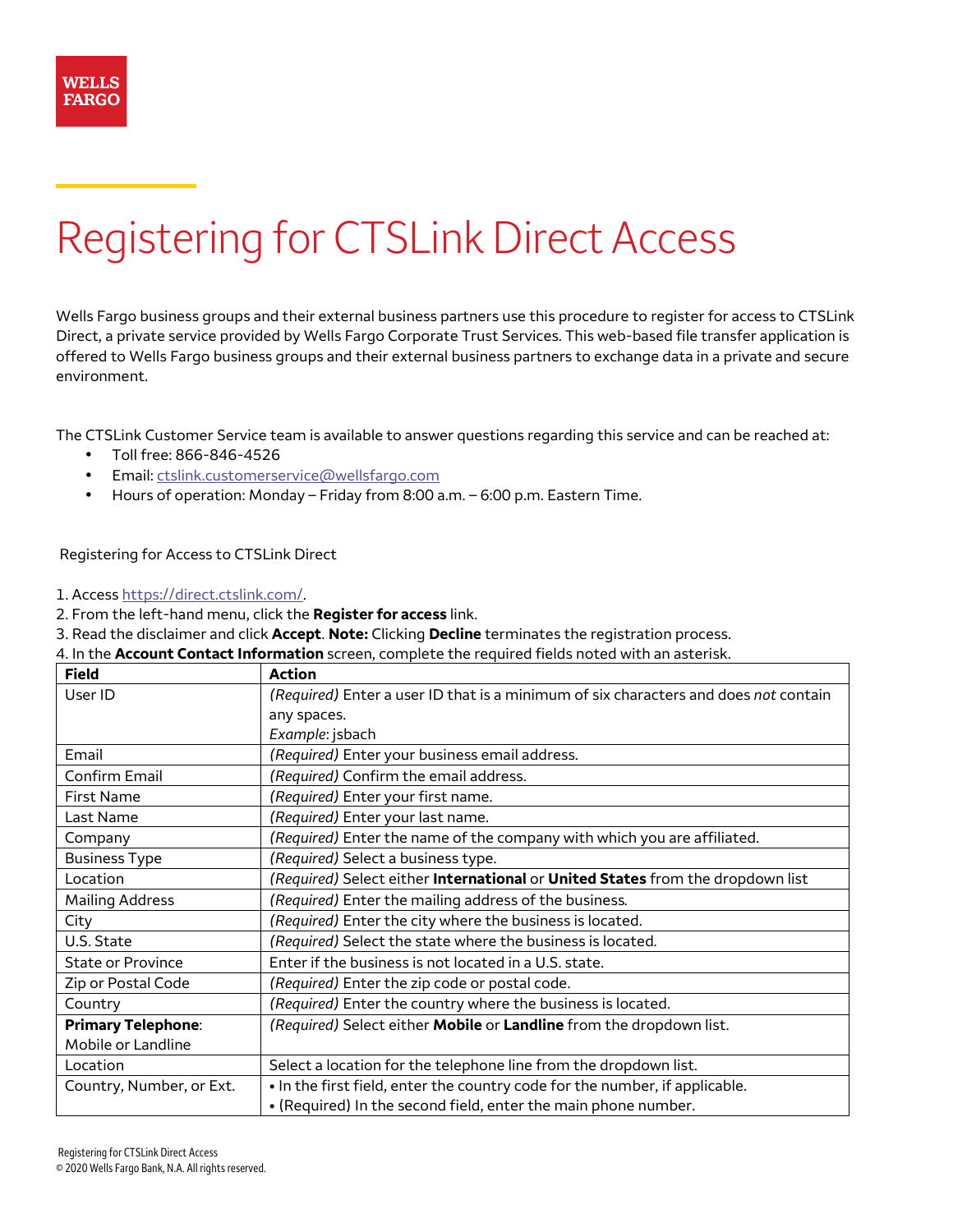# Registering for CTSLink Direct Access

Wells Fargo business groups and their external business partners use this procedure to register for access to CTSLink Direct, a private service provided by Wells Fargo Corporate Trust Services. This web-based file transfer application is offered to Wells Fargo business groups and their external business partners to exchange data in a private and secure environment.

The CTSLink Customer Service team is available to answer questions regarding this service and can be reached at:

- Toll free: 866-846-4526
- Email: ctslink.customerservice@wellsfargo.com
- Hours of operation: Monday – Friday from 8:00 a.m. – 6:00 p.m. Eastern Time.

## Registering for Access to CTSLink Direct

1. Access https://direct.ctslink.com/.
2. From the left-hand menu, click the **Register for access** link.
3. Read the disclaimer and click **Accept**. **Note:** Clicking **Decline** terminates the registration process.
4. In the **Account Contact Information** screen, complete the required fields noted with an asterisk.

| **Field** | **Action** |
|---|---|
| User ID | *(Required)* Enter a user ID that is a minimum of six characters and does *not* contain any spaces.<br>*Example*: jsbach |
| Email | *(Required)* Enter your business email address. |
| Confirm Email | *(Required)* Confirm the email address. |
| First Name | *(Required)* Enter your first name. |
| Last Name | *(Required)* Enter your last name. |
| Company | *(Required)* Enter the name of the company with which you are affiliated. |
| Business Type | *(Required)* Select a business type. |
| Location | *(Required)* Select either **International** or **United States** from the dropdown list |
| Mailing Address | *(Required)* Enter the mailing address of the business. |
| City | *(Required)* Enter the city where the business is located. |
| U.S. State | *(Required)* Select the state where the business is located. |
| State or Province | Enter if the business is not located in a U.S. state. |
| Zip or Postal Code | *(Required)* Enter the zip code or postal code. |
| Country | *(Required)* Enter the country where the business is located. |
| **Primary Telephone**: Mobile or Landline | *(Required)* Select either **Mobile** or **Landline** from the dropdown list. |
| Location | Select a location for the telephone line from the dropdown list. |
| Country, Number, or Ext. | • In the first field, enter the country code for the number, if applicable.<br>• (Required) In the second field, enter the main phone number. |

Registering for CTSLink Direct Access
© 2020 Wells Fargo Bank, N.A. All rights reserved.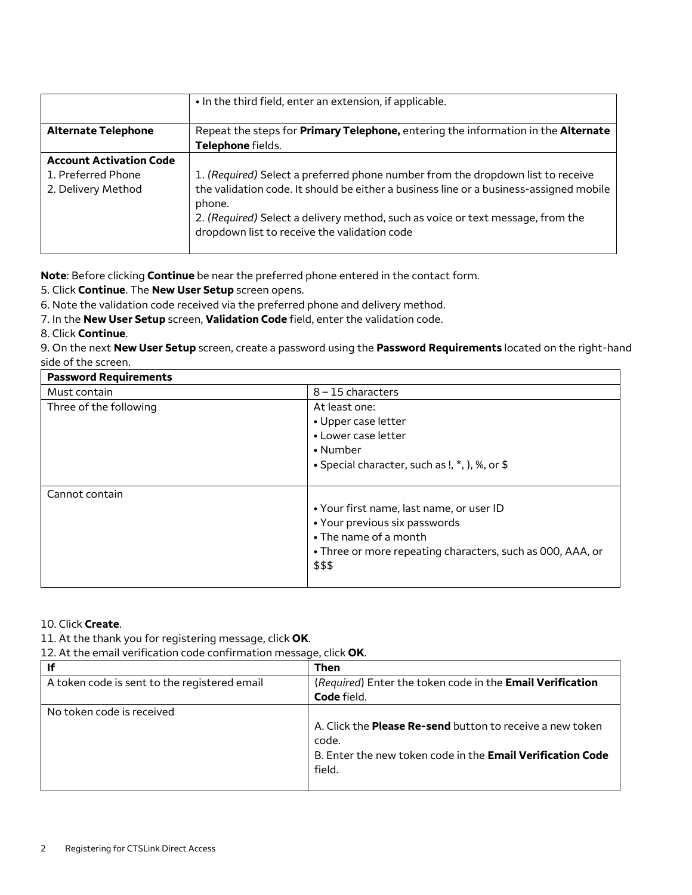| | |
|---|---|
| | • In the third field, enter an extension, if applicable. |
| **Alternate Telephone** | Repeat the steps for **Primary Telephone,** entering the information in the **Alternate Telephone** fields. |
| **Account Activation Code**<br>1. Preferred Phone<br>2. Delivery Method | 1. *(Required)* Select a preferred phone number from the dropdown list to receive the validation code. It should be either a business line or a business-assigned mobile phone.<br>2. *(Required)* Select a delivery method, such as voice or text message, from the dropdown list to receive the validation code |

**Note**: Before clicking **Continue** be near the preferred phone entered in the contact form.

5. Click **Continue**. The **New User Setup** screen opens.
6. Note the validation code received via the preferred phone and delivery method.
7. In the **New User Setup** screen, **Validation Code** field, enter the validation code.
8. Click **Continue**.
9. On the next **New User Setup** screen, create a password using the **Password Requirements** located on the right-hand side of the screen.

| **Password Requirements** | |
|---|---|
| Must contain | 8 – 15 characters |
| Three of the following | At least one:<br>• Upper case letter<br>• Lower case letter<br>• Number<br>• Special character, such as !, *, ), %, or $ |
| Cannot contain | • Your first name, last name, or user ID<br>• Your previous six passwords<br>• The name of a month<br>• Three or more repeating characters, such as 000, AAA, or $$$ |

10. Click **Create**.
11. At the thank you for registering message, click **OK**.
12. At the email verification code confirmation message, click **OK**.

| **If** | **Then** |
|---|---|
| A token code is sent to the registered email | (*Required*) Enter the token code in the **Email Verification Code** field. |
| No token code is received | A. Click the **Please Re-send** button to receive a new token code.<br>B. Enter the new token code in the **Email Verification Code** field. |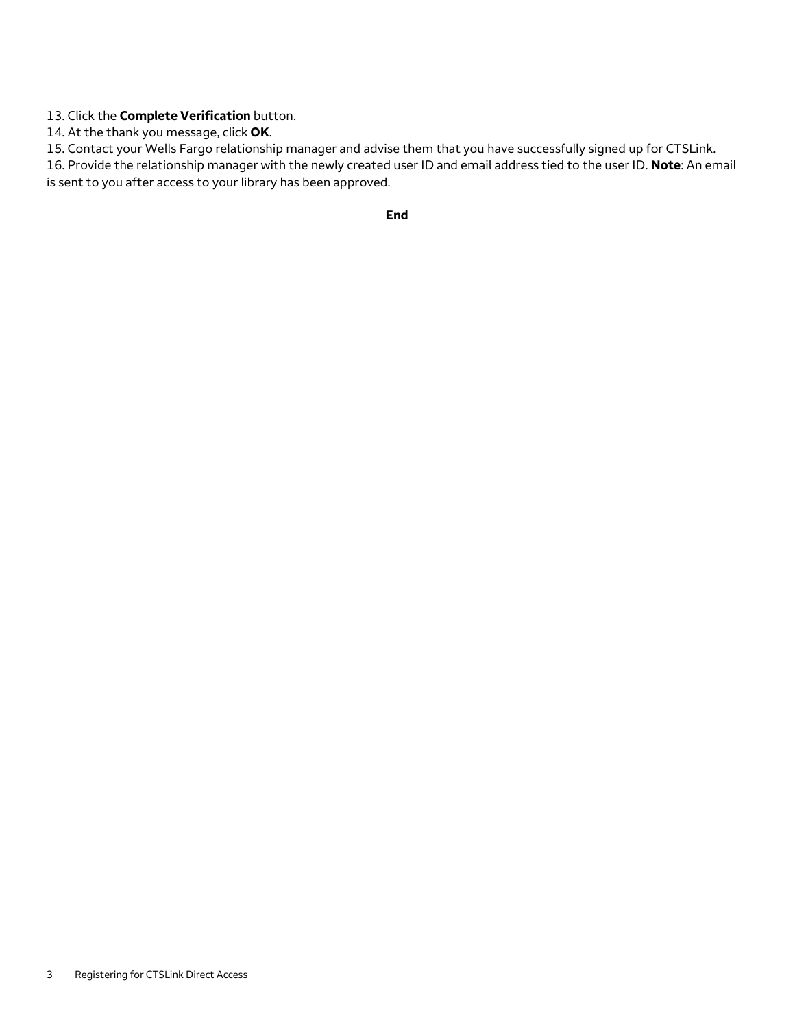13. Click the **Complete Verification** button.
14. At the thank you message, click **OK**.
15. Contact your Wells Fargo relationship manager and advise them that you have successfully signed up for CTSLink.
16. Provide the relationship manager with the newly created user ID and email address tied to the user ID. **Note**: An email is sent to you after access to your library has been approved.

**End**